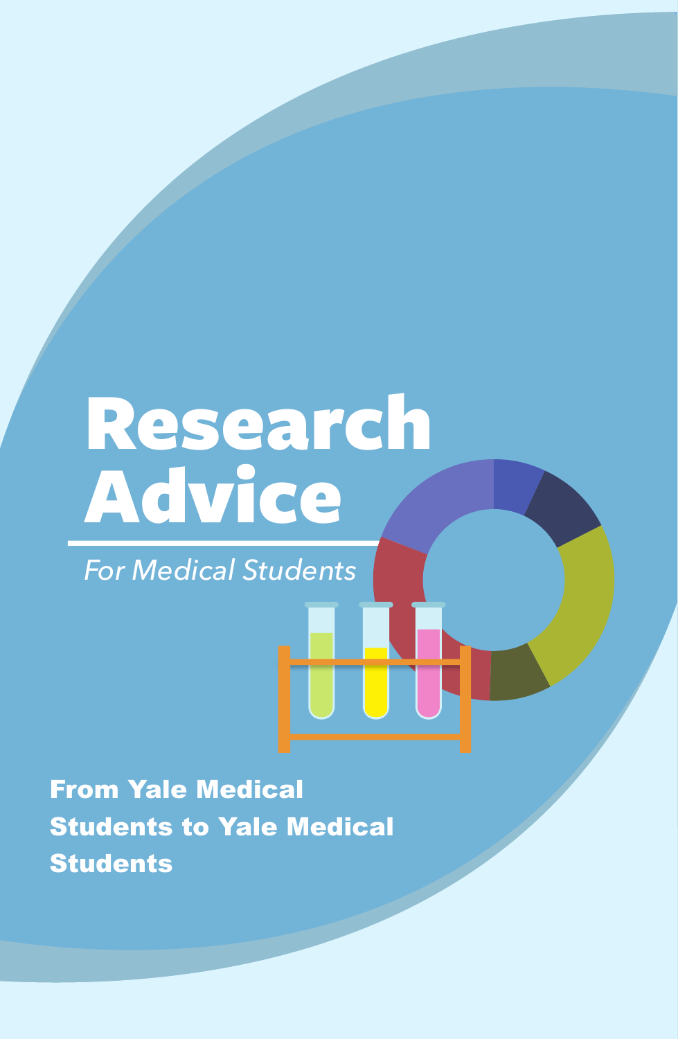# Research Advice

*For Medical Students*

**From Yale Medical Students to Yale Medical Students**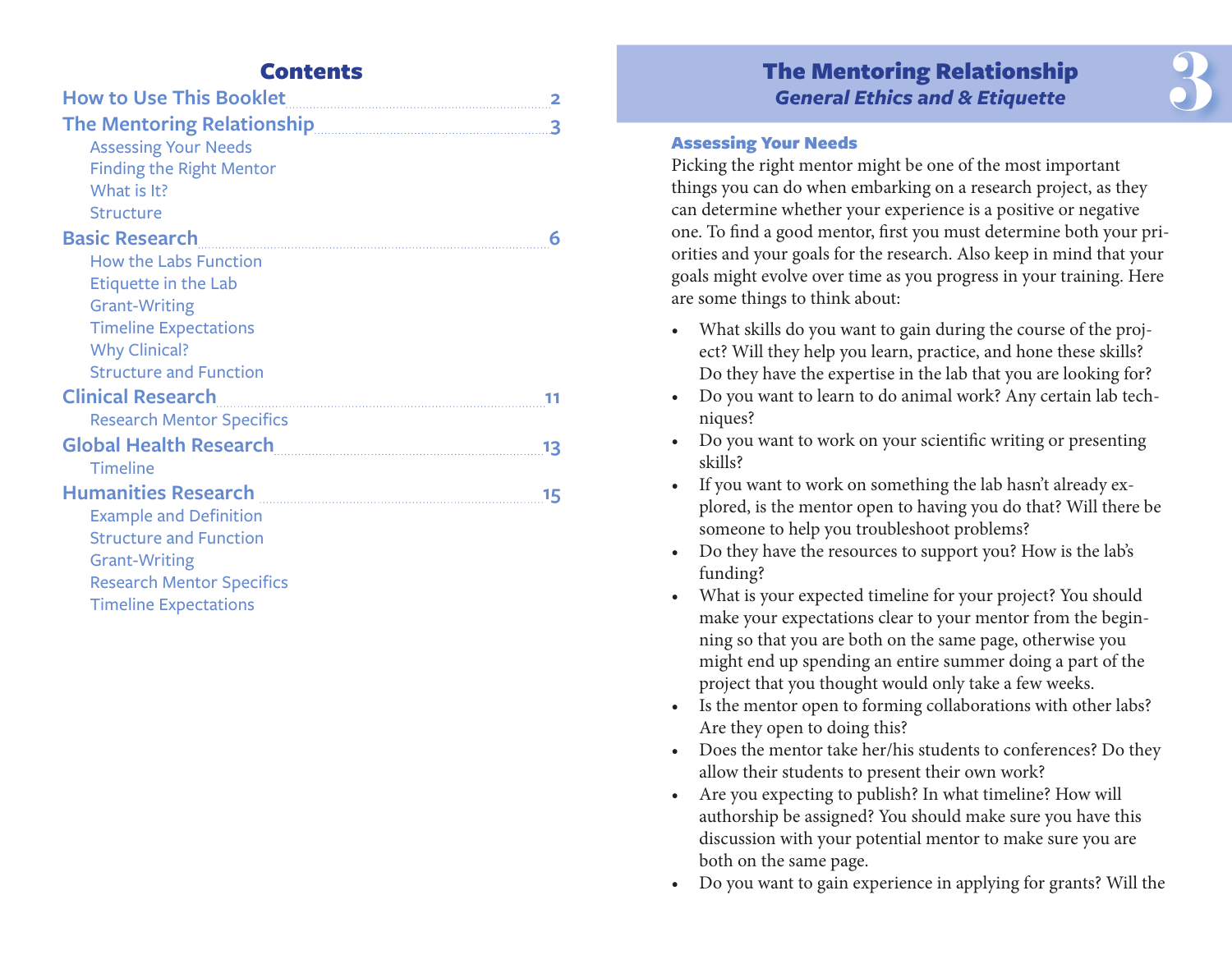# Contents

- How to Use This Booklet ........ 2
- The Mental Relationship ........ 3
  - Assessing Your Needs
  - Finding the Right Mentor
  - What is It?
  - Structure
- Basic Research ........ 6
  - How the Labs Function
  - Etiquette in the Lab
  - Grant-Writing
  - Timeline Expectations
  - Why Clinical?
  - Structure and Function
- Clinical Research ........ 11
  - Research Mentor Specifics
- Global Health Research ........ 13
  - Timeline
- Humanities Research ........ 15
  - Example and Definition
  - Structure and Function
  - Grant-Writing
  - Research Mentor Specifics
  - Timeline Expectations

# The Mentoring Relationship

## *General Ethics and & Etiquette*

### Assessing Your Needs

Picking the right mentor might be one of the most important things you can do when embarking on a research project, as they can determine whether your experience is a positive or negative one. To find a good mentor, first you must determine both your priorities and your goals for the research. Also keep in mind that your goals might evolve over time as you progress in your training. Here are some things to think about:

- What skills do you want to gain during the course of the project? Will they help you learn, practice, and hone these skills? Do they have the expertise in the lab that you are looking for?
- Do you want to learn to do animal work? Any certain lab techniques?
- Do you want to work on your scientific writing or presenting skills?
- If you want to work on something the lab hasn't already explored, is the mentor open to having you do that? Will there be someone to help you troubleshoot problems?
- Do they have the resources to support you? How is the lab's funding?
- What is your expected timeline for your project? You should make your expectations clear to your mentor from the beginning so that you are both on the same page, otherwise you might end up spending an entire summer doing a part of the project that you thought would only take a few weeks.
- Is the mentor open to forming collaborations with other labs? Are they open to doing this?
- Does the mentor take her/his students to conferences? Do they allow their students to present their own work?
- Are you expecting to publish? In what timeline? How will authorship be assigned? You should make sure you have this discussion with your potential mentor to make sure you are both on the same page.
- Do you want to gain experience in applying for grants? Will the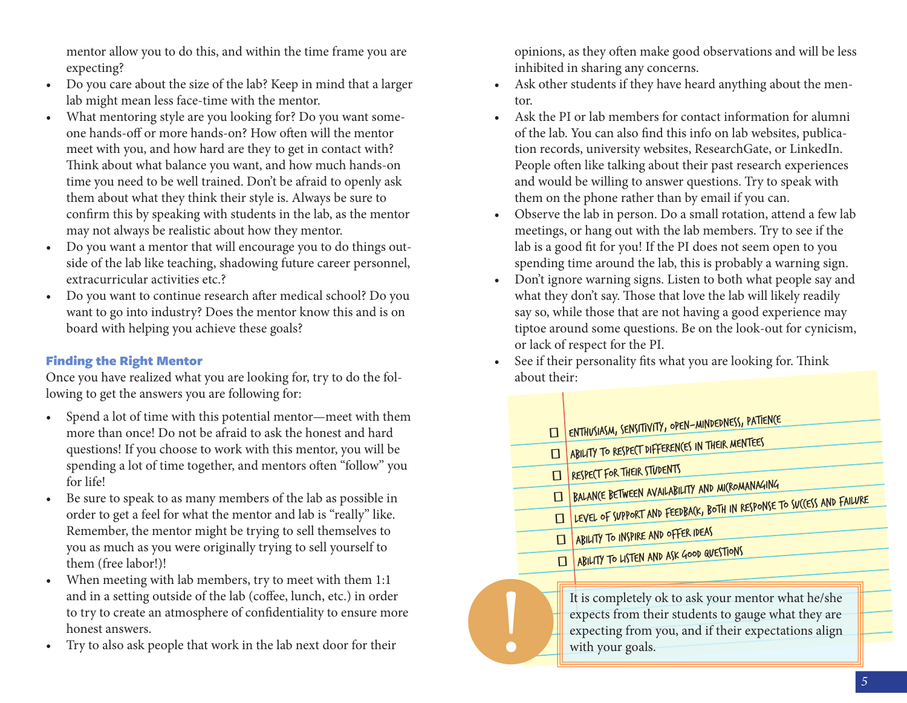mentor allow you to do this, and within the time frame you are expecting?

- Do you care about the size of the lab? Keep in mind that a larger lab might mean less face-time with the mentor.
- What mentoring style are you looking for? Do you want someone hands-off or more hands-on? How often will the mentor meet with you, and how hard are they to get in contact with? Think about what balance you want, and how much hands-on time you need to be well trained. Don't be afraid to openly ask them about what they think their style is. Always be sure to confirm this by speaking with students in the lab, as the mentor may not always be realistic about how they mentor.
- Do you want a mentor that will encourage you to do things outside of the lab like teaching, shadowing future career personnel, extracurricular activities etc.?
- Do you want to continue research after medical school? Do you want to go into industry? Does the mentor know this and is on board with helping you achieve these goals?

### Finding the Right Mentor

Once you have realized what you are looking for, try to do the following to get the answers you are following for:

- Spend a lot of time with this potential mentor—meet with them more than once! Do not be afraid to ask the honest and hard questions! If you choose to work with this mentor, you will be spending a lot of time together, and mentors often "follow" you for life!
- Be sure to speak to as many members of the lab as possible in order to get a feel for what the mentor and lab is "really" like. Remember, the mentor might be trying to sell themselves to you as much as you were originally trying to sell yourself to them (free labor!)!
- When meeting with lab members, try to meet with them 1:1 and in a setting outside of the lab (coffee, lunch, etc.) in order to try to create an atmosphere of confidentiality to ensure more honest answers.
- Try to also ask people that work in the lab next door for their opinions, as they often make good observations and will be less inhibited in sharing any concerns.
- Ask other students if they have heard anything about the mentor.
- Ask the PI or lab members for contact information for alumni of the lab. You can also find this info on lab websites, publication records, university websites, ResearchGate, or LinkedIn. People often like talking about their past research experiences and would be willing to answer questions. Try to speak with them on the phone rather than by email if you can.
- Observe the lab in person. Do a small rotation, attend a few lab meetings, or hang out with the lab members. Try to see if the lab is a good fit for you! If the PI does not seem open to you spending time around the lab, this is probably a warning sign.
- Don't ignore warning signs. Listen to both what people say and what they don't say. Those that love the lab will likely readily say so, while those that are not having a good experience may tiptoe around some questions. Be on the look-out for cynicism, or lack of respect for the PI.
- See if their personality fits what you are looking for. Think about their:

- ☐ ENTHUSIASM, SENSITIVITY, OPEN-MINDEDNESS, PATIENCE
- ☐ ABILITY TO RESPECT DIFFERENCES IN THEIR MENTEES
- ☐ RESPECT FOR THEIR STUDENTS
- ☐ BALANCE BETWEEN AVAILABILITY AND MICROMANAGING
- ☐ LEVEL OF SUPPORT AND FEEDBACK, BOTH IN RESPONSE TO SUCCESS AND FAILURE
- ☐ ABILITY TO INSPIRE AND OFFER IDEAS
- ☐ ABILITY TO LISTEN AND ASK GOOD QUESTIONS

> ! It is completely ok to ask your mentor what he/she expects from their students to gauge what they are expecting from you, and if their expectations align with your goals.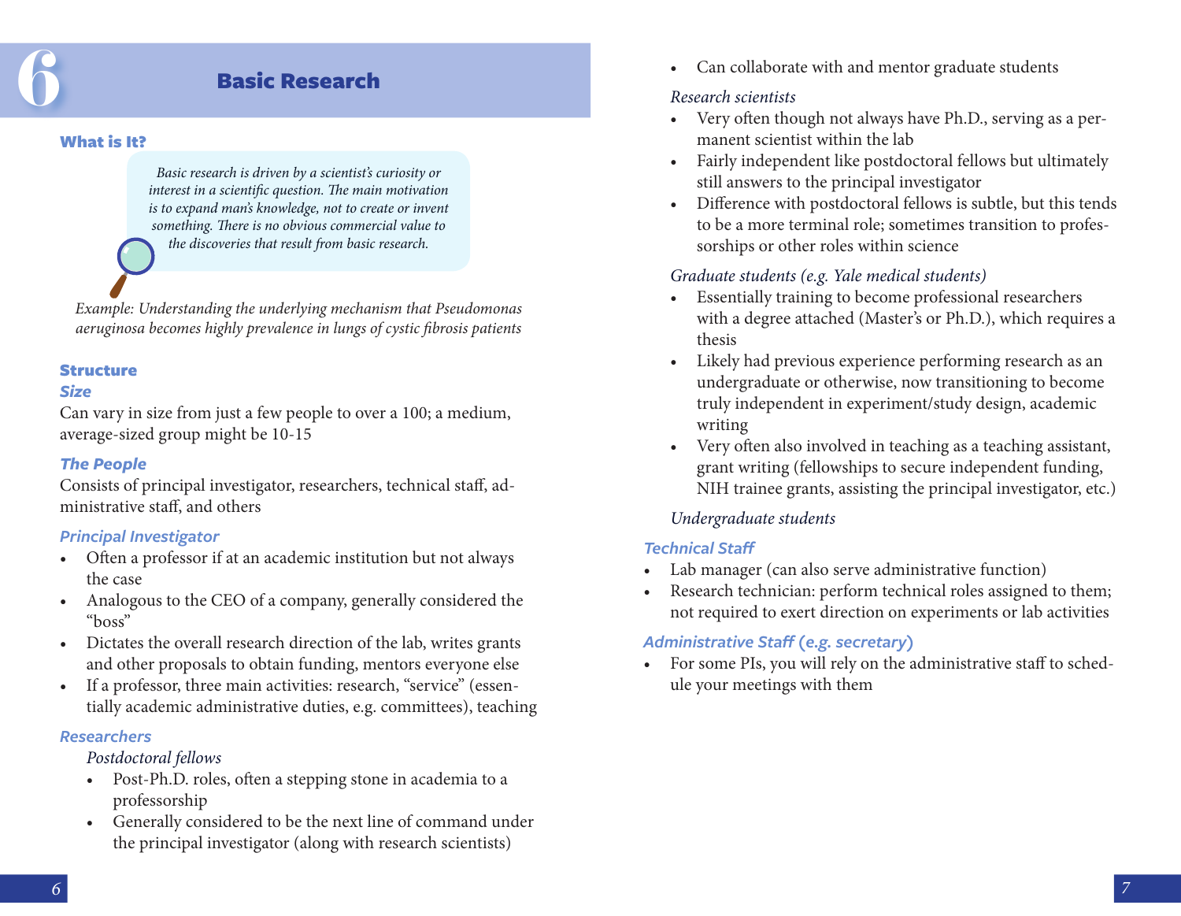# 6 Basic Research

## What is It?

*Basic research is driven by a scientist's curiosity or interest in a scientific question. The main motivation is to expand man's knowledge, not to create or invent something. There is no obvious commercial value to the discoveries that result from basic research.*

*Example: Understanding the underlying mechanism that Pseudomonas aeruginosa becomes highly prevalence in lungs of cystic fibrosis patients*

## Structure

### *Size*

Can vary in size from just a few people to over a 100; a medium, average-sized group might be 10-15

### *The People*

Consists of principal investigator, researchers, technical staff, administrative staff, and others

### *Principal Investigator*

- Often a professor if at an academic institution but not always the case
- Analogous to the CEO of a company, generally considered the "boss"
- Dictates the overall research direction of the lab, writes grants and other proposals to obtain funding, mentors everyone else
- If a professor, three main activities: research, "service" (essentially academic administrative duties, e.g. committees), teaching

### *Researchers*

*Postdoctoral fellows*

- Post-Ph.D. roles, often a stepping stone in academia to a professorship
- Generally considered to be the next line of command under the principal investigator (along with research scientists)
- Can collaborate with and mentor graduate students

*Research scientists*

- Very often though not always have Ph.D., serving as a permanent scientist within the lab
- Fairly independent like postdoctoral fellows but ultimately still answers to the principal investigator
- Difference with postdoctoral fellows is subtle, but this tends to be a more terminal role; sometimes transition to professorships or other roles within science

*Graduate students (e.g. Yale medical students)*

- Essentially training to become professional researchers with a degree attached (Master's or Ph.D.), which requires a thesis
- Likely had previous experience performing research as an undergraduate or otherwise, now transitioning to become truly independent in experiment/study design, academic writing
- Very often also involved in teaching as a teaching assistant, grant writing (fellowships to secure independent funding, NIH trainee grants, assisting the principal investigator, etc.)

*Undergraduate students*

### *Technical Staff*

- Lab manager (can also serve administrative function)
- Research technician: perform technical roles assigned to them; not required to exert direction on experiments or lab activities

### *Administrative Staff (e.g. secretary)*

- For some PIs, you will rely on the administrative staff to schedule your meetings with them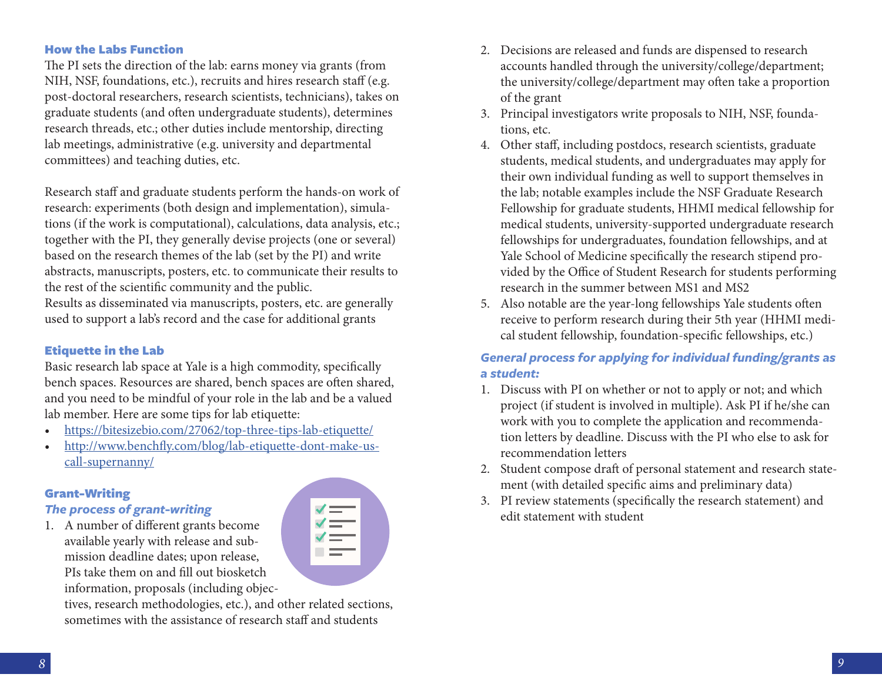### How the Labs Function

The PI sets the direction of the lab: earns money via grants (from NIH, NSF, foundations, etc.), recruits and hires research staff (e.g. post-doctoral researchers, research scientists, technicians), takes on graduate students (and often undergraduate students), determines research threads, etc.; other duties include mentorship, directing lab meetings, administrative (e.g. university and departmental committees) and teaching duties, etc.

Research staff and graduate students perform the hands-on work of research: experiments (both design and implementation), simulations (if the work is computational), calculations, data analysis, etc.; together with the PI, they generally devise projects (one or several) based on the research themes of the lab (set by the PI) and write abstracts, manuscripts, posters, etc. to communicate their results to the rest of the scientific community and the public.
Results as disseminated via manuscripts, posters, etc. are generally used to support a lab's record and the case for additional grants

### Etiquette in the Lab

Basic research lab space at Yale is a high commodity, specifically bench spaces. Resources are shared, bench spaces are often shared, and you need to be mindful of your role in the lab and be a valued lab member. Here are some tips for lab etiquette:

- https://bitesizebio.com/27062/top-three-tips-lab-etiquette/
- http://www.benchfly.com/blog/lab-etiquette-dont-make-us-call-supernanny/

### Grant-Writing

#### *The process of grant-writing*

1. A number of different grants become available yearly with release and submission deadline dates; upon release, PIs take them on and fill out biosketch information, proposals (including objectives, research methodologies, etc.), and other related sections, sometimes with the assistance of research staff and students
2. Decisions are released and funds are dispensed to research accounts handled through the university/college/department; the university/college/department may often take a proportion of the grant
3. Principal investigators write proposals to NIH, NSF, foundations, etc.
4. Other staff, including postdocs, research scientists, graduate students, medical students, and undergraduates may apply for their own individual funding as well to support themselves in the lab; notable examples include the NSF Graduate Research Fellowship for graduate students, HHMI medical fellowship for medical students, university-supported undergraduate research fellowships for undergraduates, foundation fellowships, and at Yale School of Medicine specifically the research stipend provided by the Office of Student Research for students performing research in the summer between MS1 and MS2
5. Also notable are the year-long fellowships Yale students often receive to perform research during their 5th year (HHMI medical student fellowship, foundation-specific fellowships, etc.)

#### *General process for applying for individual funding/grants as a student:*

1. Discuss with PI on whether or not to apply or not; and which project (if student is involved in multiple). Ask PI if he/she can work with you to complete the application and recommendation letters by deadline. Discuss with the PI who else to ask for recommendation letters
2. Student compose draft of personal statement and research statement (with detailed specific aims and preliminary data)
3. PI review statements (specifically the research statement) and edit statement with student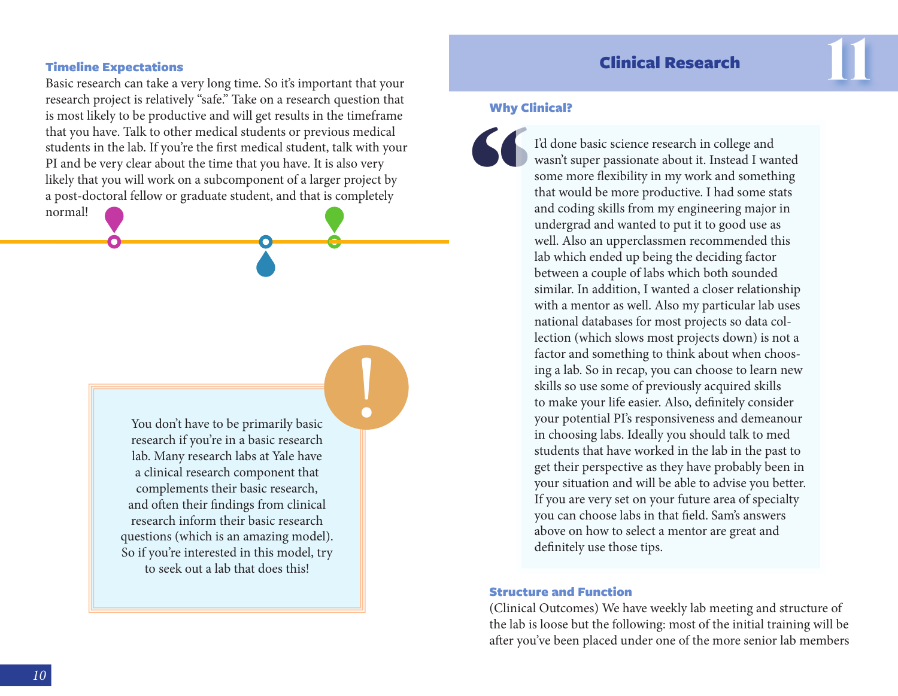### Timeline Expectations

Basic research can take a very long time. So it's important that your research project is relatively "safe." Take on a research question that is most likely to be productive and will get results in the timeframe that you have. Talk to other medical students or previous medical students in the lab. If you're the first medical student, talk with your PI and be very clear about the time that you have. It is also very likely that you will work on a subcomponent of a larger project by a post-doctoral fellow or graduate student, and that is completely normal!

> You don't have to be primarily basic research if you're in a basic research lab. Many research labs at Yale have a clinical research component that complements their basic research, and often their findings from clinical research inform their basic research questions (which is an amazing model). So if you're interested in this model, try to seek out a lab that does this!

## 11 Clinical Research

### Why Clinical?

> I'd done basic science research in college and wasn't super passionate about it. Instead I wanted some more flexibility in my work and something that would be more productive. I had some stats and coding skills from my engineering major in undergrad and wanted to put it to good use as well. Also an upperclassmen recommended this lab which ended up being the deciding factor between a couple of labs which both sounded similar. In addition, I wanted a closer relationship with a mentor as well. Also my particular lab uses national databases for most projects so data collection (which slows most projects down) is not a factor and something to think about when choosing a lab. So in recap, you can choose to learn new skills so use some of previously acquired skills to make your life easier. Also, definitely consider your potential PI's responsiveness and demeanour in choosing labs. Ideally you should talk to med students that have worked in the lab in the past to get their perspective as they have probably been in your situation and will be able to advise you better. If you are very set on your future area of specialty you can choose labs in that field. Sam's answers above on how to select a mentor are great and definitely use those tips.

### Structure and Function

(Clinical Outcomes) We have weekly lab meeting and structure of the lab is loose but the following: most of the initial training will be after you've been placed under one of the more senior lab members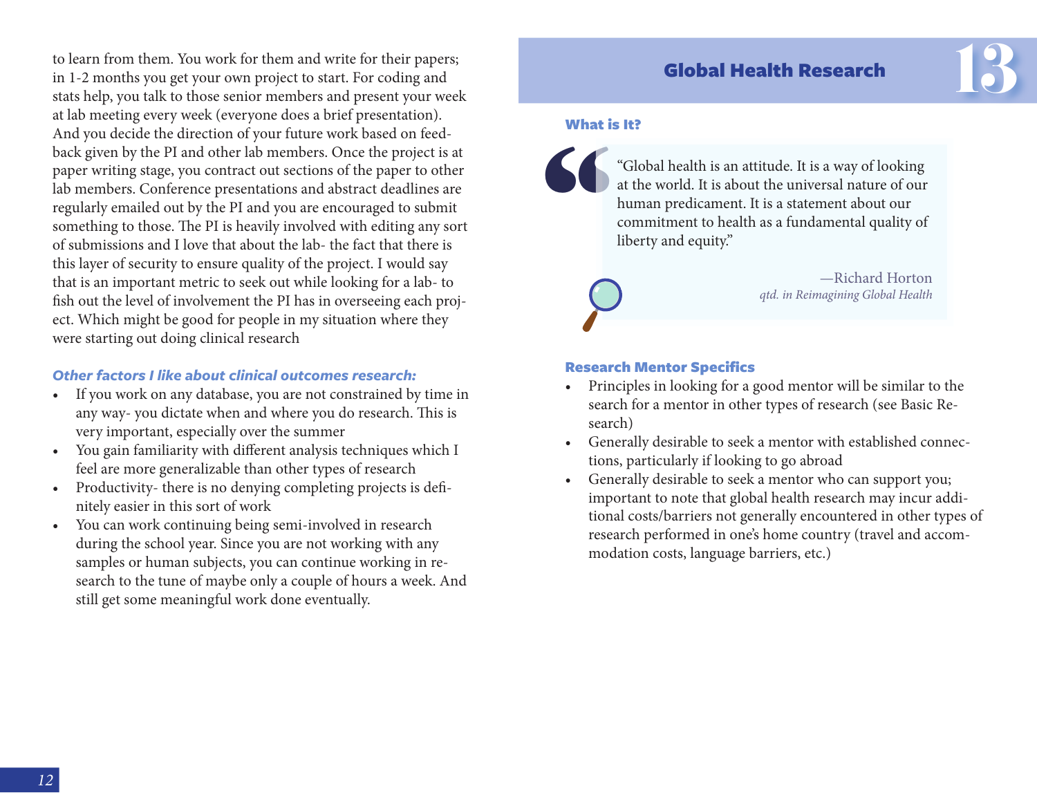to learn from them. You work for them and write for their papers; in 1-2 months you get your own project to start. For coding and stats help, you talk to those senior members and present your week at lab meeting every week (everyone does a brief presentation). And you decide the direction of your future work based on feedback given by the PI and other lab members. Once the project is at paper writing stage, you contract out sections of the paper to other lab members. Conference presentations and abstract deadlines are regularly emailed out by the PI and you are encouraged to submit something to those. The PI is heavily involved with editing any sort of submissions and I love that about the lab- the fact that there is this layer of security to ensure quality of the project. I would say that is an important metric to seek out while looking for a lab- to fish out the level of involvement the PI has in overseeing each project. Which might be good for people in my situation where they were starting out doing clinical research

***Other factors I like about clinical outcomes research:***

- If you work on any database, you are not constrained by time in any way- you dictate when and where you do research. This is very important, especially over the summer
- You gain familiarity with different analysis techniques which I feel are more generalizable than other types of research
- Productivity- there is no denying completing projects is definitely easier in this sort of work
- You can work continuing being semi-involved in research during the school year. Since you are not working with any samples or human subjects, you can continue working in research to the tune of maybe only a couple of hours a week. And still get some meaningful work done eventually.

# 13 Global Health Research

### What is It?

> "Global health is an attitude. It is a way of looking at the world. It is about the universal nature of our human predicament. It is a statement about our commitment to health as a fundamental quality of liberty and equity."
>
> —Richard Horton
> *qtd. in Reimagining Global Health*

### Research Mentor Specifics

- Principles in looking for a good mentor will be similar to the search for a mentor in other types of research (see Basic Research)
- Generally desirable to seek a mentor with established connections, particularly if looking to go abroad
- Generally desirable to seek a mentor who can support you; important to note that global health research may incur additional costs/barriers not generally encountered in other types of research performed in one's home country (travel and accommodation costs, language barriers, etc.)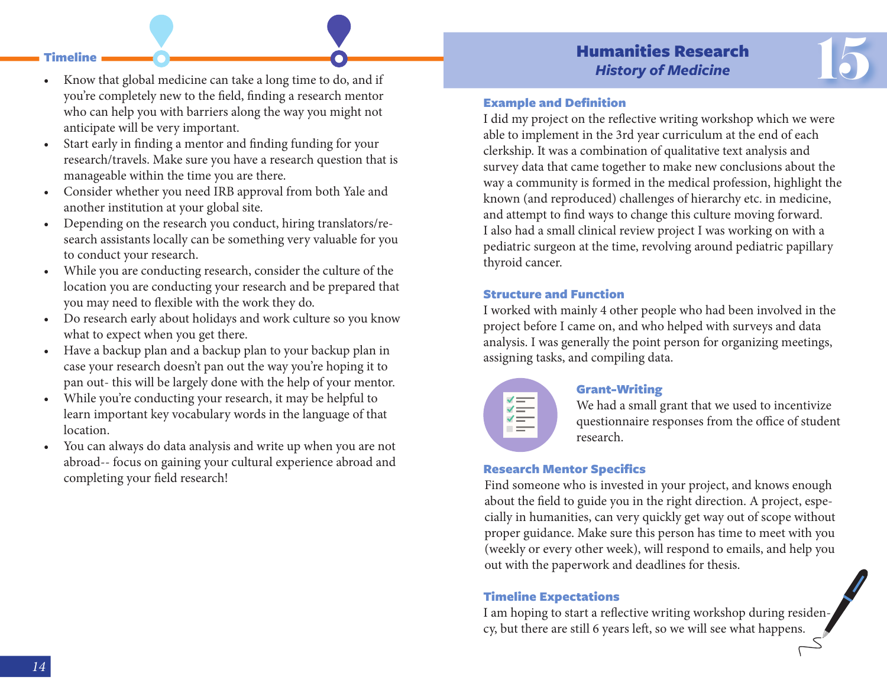## Timeline

- Know that global medicine can take a long time to do, and if you're completely new to the field, finding a research mentor who can help you with barriers along the way you might not anticipate will be very important.
- Start early in finding a mentor and finding funding for your research/travels. Make sure you have a research question that is manageable within the time you are there.
- Consider whether you need IRB approval from both Yale and another institution at your global site.
- Depending on the research you conduct, hiring translators/research assistants locally can be something very valuable for you to conduct your research.
- While you are conducting research, consider the culture of the location you are conducting your research and be prepared that you may need to flexible with the work they do.
- Do research early about holidays and work culture so you know what to expect when you get there.
- Have a backup plan and a backup plan to your backup plan in case your research doesn't pan out the way you're hoping it to pan out- this will be largely done with the help of your mentor.
- While you're conducting your research, it may be helpful to learn important key vocabulary words in the language of that location.
- You can always do data analysis and write up when you are not abroad-- focus on gaining your cultural experience abroad and completing your field research!

# Humanities Research
## *History of Medicine*

15

### Example and Definition

I did my project on the reflective writing workshop which we were able to implement in the 3rd year curriculum at the end of each clerkship. It was a combination of qualitative text analysis and survey data that came together to make new conclusions about the way a community is formed in the medical profession, highlight the known (and reproduced) challenges of hierarchy etc. in medicine, and attempt to find ways to change this culture moving forward. I also had a small clinical review project I was working on with a pediatric surgeon at the time, revolving around pediatric papillary thyroid cancer.

### Structure and Function

I worked with mainly 4 other people who had been involved in the project before I came on, and who helped with surveys and data analysis. I was generally the point person for organizing meetings, assigning tasks, and compiling data.

### Grant-Writing

We had a small grant that we used to incentivize questionnaire responses from the office of student research.

### Research Mentor Specifics

Find someone who is invested in your project, and knows enough about the field to guide you in the right direction. A project, especially in humanities, can very quickly get way out of scope without proper guidance. Make sure this person has time to meet with you (weekly or every other week), will respond to emails, and help you out with the paperwork and deadlines for thesis.

### Timeline Expectations

I am hoping to start a reflective writing workshop during residency, but there are still 6 years left, so we will see what happens.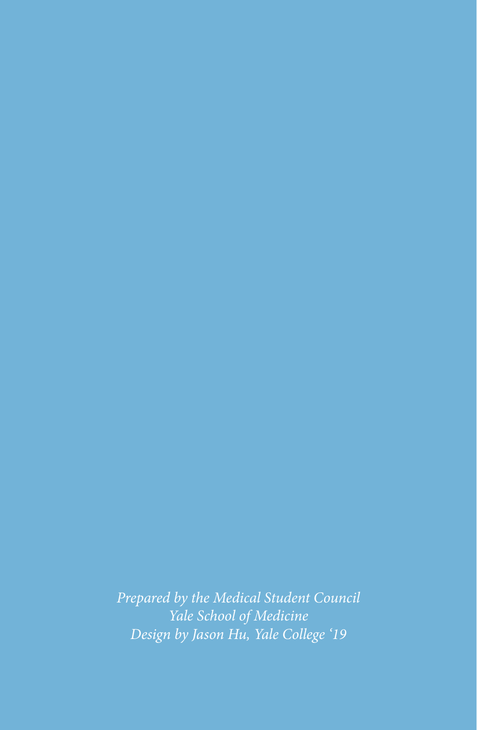*Prepared by the Medical Student Council*
*Yale School of Medicine*
*Design by Jason Hu, Yale College '19*